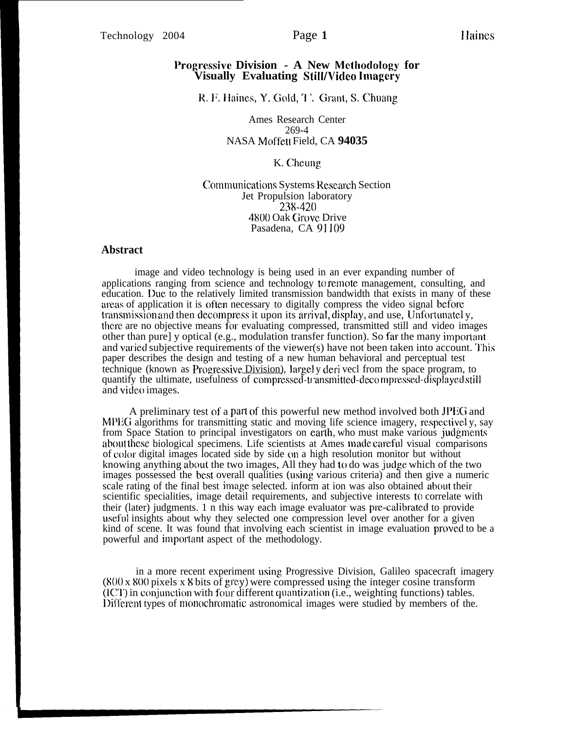# Progressive Division - A New Methodology for Visually Evaluating Still/Video Imagery

R. F. Haines, Y. Gold, T. Grant, S. Chuang

Ames Research Center
269-4
NASA Moffett Field, CA **94035**

K. Cheung

Communications Systems Research Section
Jet Propulsion laboratory
238-420
4800 Oak Grove Drive
Pasadena, CA 91109

## Abstract

image and video technology is being used in an ever expanding number of applications ranging from science and technology to remote management, consulting, and education. Due to the relatively limited transmission bandwidth that exists in many of these areas of application it is often necessary to digitally compress the video signal before transmission and then decompress it upon its arrival, display, and use, Unfortunately, there are no objective means for evaluating compressed, transmitted still and video images other than purely optical (e.g., modulation transfer function). So far the many important and varied subjective requirements of the viewer(s) have not been taken into account. This paper describes the design and testing of a new human behavioral and perceptual test technique (known as Progressive Division), largely derived from the space program, to quantify the ultimate, usefulness of compressed-transmitted-decompressed-displayed still and video images.

A preliminary test of a part of this powerful new method involved both JPEG and MPEG algorithms for transmitting static and moving life science imagery, respectively, say from Space Station to principal investigators on earth, who must make various judgments about these biological specimens. Life scientists at Ames made careful visual comparisons of color digital images located side by side on a high resolution monitor but without knowing anything about the two images, All they had to do was judge which of the two images possessed the best overall qualities (using various criteria) and then give a numeric scale rating of the final best image selected. information was also obtained about their scientific specialities, image detail requirements, and subjective interests to correlate with their (later) judgments. In this way each image evaluator was pre-calibrated to provide useful insights about why they selected one compression level over another for a given kind of scene. It was found that involving each scientist in image evaluation proved to be a powerful and important aspect of the methodology.

in a more recent experiment using Progressive Division, Galileo spacecraft imagery (800 x 800 pixels x 8 bits of grey) were compressed using the integer cosine transform (ICT) in conjunction with four different quantization (i.e., weighting functions) tables. Different types of monochromatic astronomical images were studied by members of the.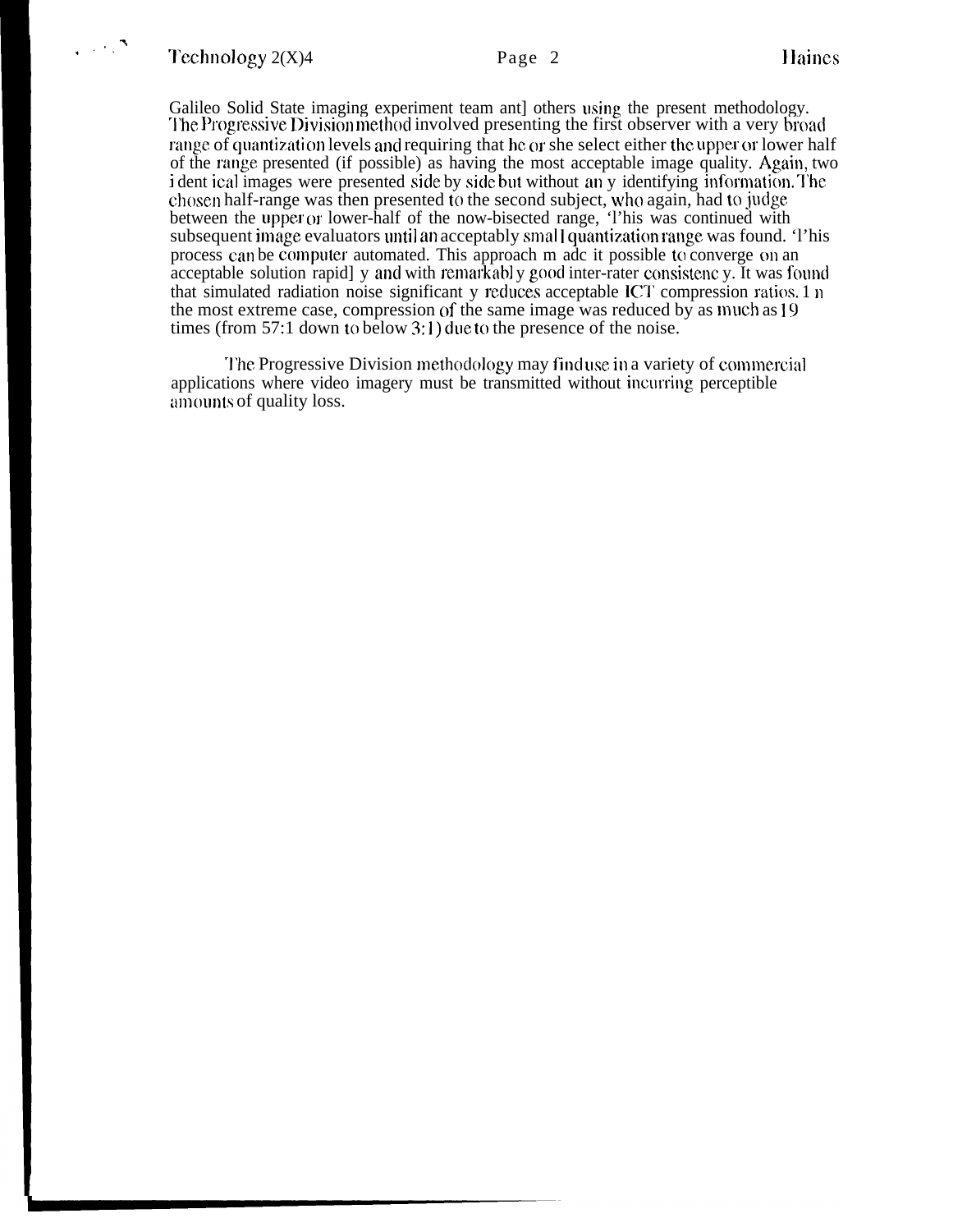Galileo Solid State imaging experiment team ant] others using the present methodology. The Progressive Division method involved presenting the first observer with a very broad range of quantization levels and requiring that he or she select either the upper or lower half of the range presented (if possible) as having the most acceptable image quality. Again, two i dent ical images were presented side by side but without an y identifying information. The chosen half-range was then presented to the second subject, who again, had to judge between the upper or lower-half of the now-bisected range, 'l'his was continued with subsequent image evaluators until an acceptably smal l quantization range was found. 'l'his process can be computer automated. This approach m adc it possible to converge on an acceptable solution rapid] y and with remarkabl y good inter-rater consistenc y. It was found that simulated radiation noise significant y reduces acceptable ICT compression ratios. 1 n the most extreme case, compression of the same image was reduced by as much as 19 times (from 57:1 down to below 3:1) due to the presence of the noise.

The Progressive Division methodology may find use in a variety of commercial applications where video imagery must be transmitted without incurring perceptible amounts of quality loss.